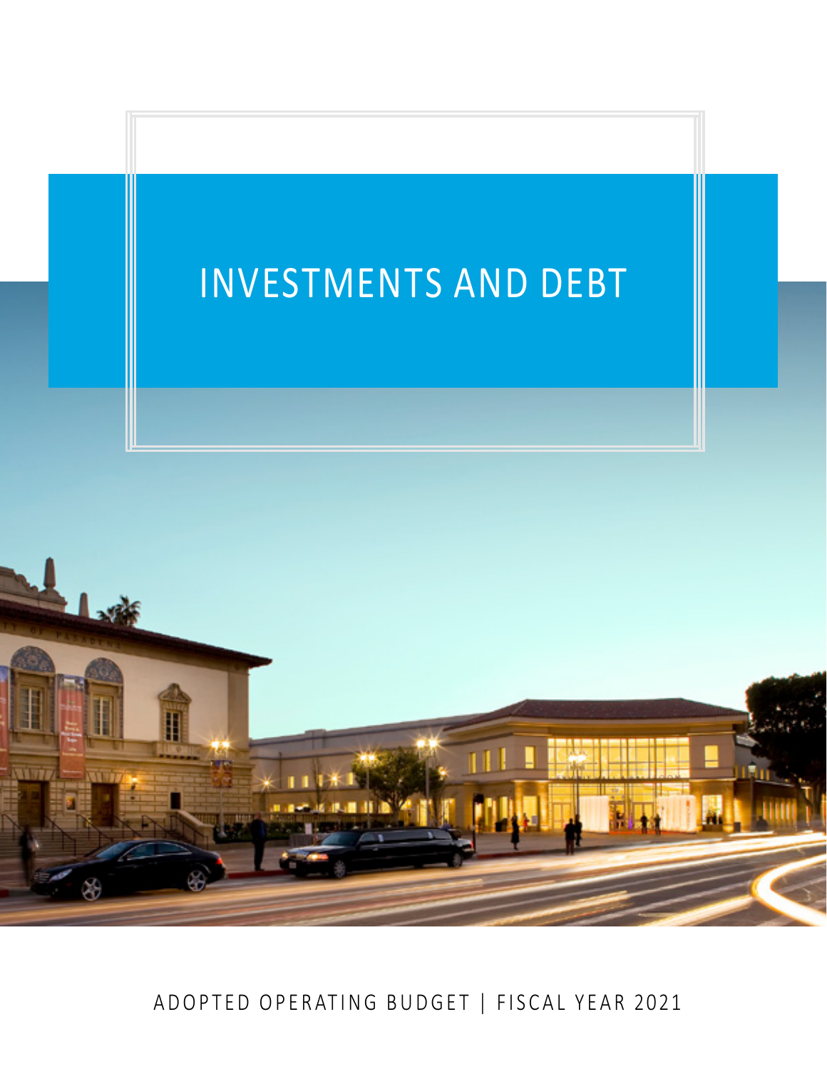# INVESTMENTS AND DEBT

ADOPTED OPERATING BUDGET | FISCAL YEAR 2021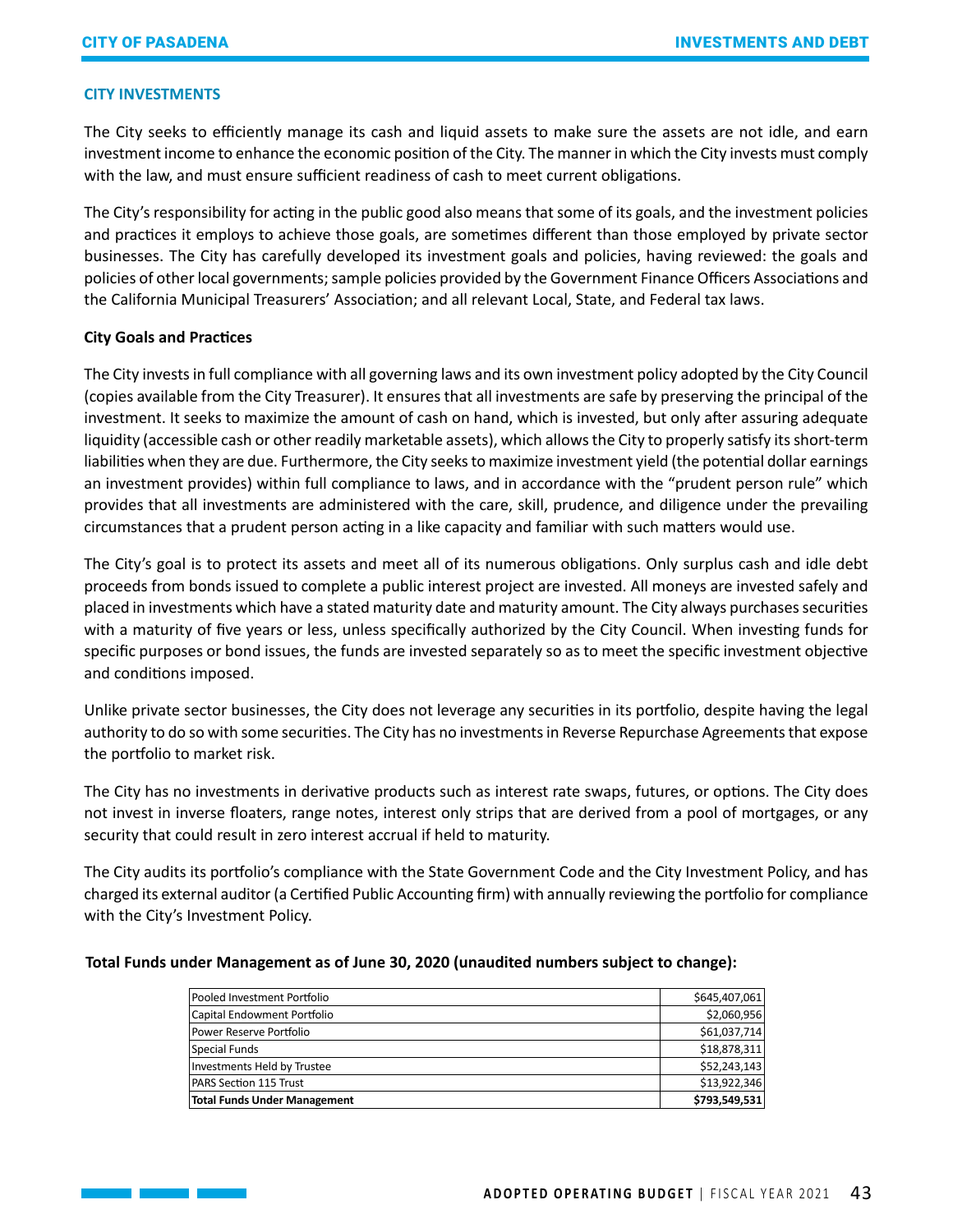## CITY INVESTMENTS

The City seeks to efficiently manage its cash and liquid assets to make sure the assets are not idle, and earn investment income to enhance the economic position of the City. The manner in which the City invests must comply with the law, and must ensure sufficient readiness of cash to meet current obligations.

The City's responsibility for acting in the public good also means that some of its goals, and the investment policies and practices it employs to achieve those goals, are sometimes different than those employed by private sector businesses. The City has carefully developed its investment goals and policies, having reviewed: the goals and policies of other local governments; sample policies provided by the Government Finance Officers Associations and the California Municipal Treasurers' Association; and all relevant Local, State, and Federal tax laws.

### City Goals and Practices

The City invests in full compliance with all governing laws and its own investment policy adopted by the City Council (copies available from the City Treasurer). It ensures that all investments are safe by preserving the principal of the investment. It seeks to maximize the amount of cash on hand, which is invested, but only after assuring adequate liquidity (accessible cash or other readily marketable assets), which allows the City to properly satisfy its short-term liabilities when they are due. Furthermore, the City seeks to maximize investment yield (the potential dollar earnings an investment provides) within full compliance to laws, and in accordance with the "prudent person rule" which provides that all investments are administered with the care, skill, prudence, and diligence under the prevailing circumstances that a prudent person acting in a like capacity and familiar with such matters would use.

The City's goal is to protect its assets and meet all of its numerous obligations. Only surplus cash and idle debt proceeds from bonds issued to complete a public interest project are invested. All moneys are invested safely and placed in investments which have a stated maturity date and maturity amount. The City always purchases securities with a maturity of five years or less, unless specifically authorized by the City Council. When investing funds for specific purposes or bond issues, the funds are invested separately so as to meet the specific investment objective and conditions imposed.

Unlike private sector businesses, the City does not leverage any securities in its portfolio, despite having the legal authority to do so with some securities. The City has no investments in Reverse Repurchase Agreements that expose the portfolio to market risk.

The City has no investments in derivative products such as interest rate swaps, futures, or options. The City does not invest in inverse floaters, range notes, interest only strips that are derived from a pool of mortgages, or any security that could result in zero interest accrual if held to maturity.

The City audits its portfolio's compliance with the State Government Code and the City Investment Policy, and has charged its external auditor (a Certified Public Accounting firm) with annually reviewing the portfolio for compliance with the City's Investment Policy.

**Total Funds under Management as of June 30, 2020 (unaudited numbers subject to change):**

| | |
|---|---:|
| Pooled Investment Portfolio | $645,407,061 |
| Capital Endowment Portfolio | $2,060,956 |
| Power Reserve Portfolio | $61,037,714 |
| Special Funds | $18,878,311 |
| Investments Held by Trustee | $52,243,143 |
| PARS Section 115 Trust | $13,922,346 |
| **Total Funds Under Management** | **$793,549,531** |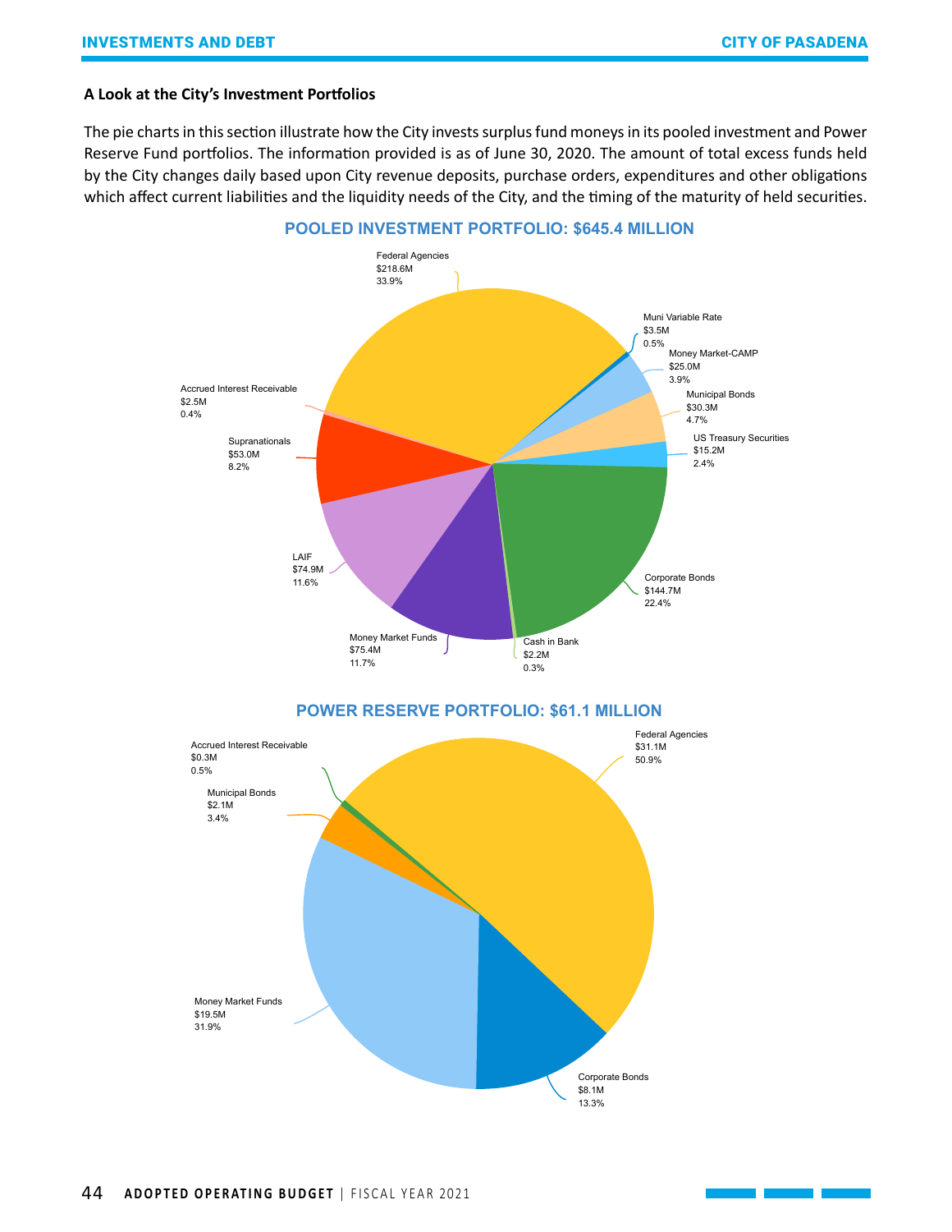### A Look at the City's Investment Portfolios

The pie charts in this section illustrate how the City invests surplus fund moneys in its pooled investment and Power Reserve Fund portfolios. The information provided is as of June 30, 2020. The amount of total excess funds held by the City changes daily based upon City revenue deposits, purchase orders, expenditures and other obligations which affect current liabilities and the liquidity needs of the City, and the timing of the maturity of held securities.

**POOLED INVESTMENT PORTFOLIO: $645.4 MILLION**

Federal Agencies
$218.6M
33.9%

Muni Variable Rate
$3.5M
0.5%

Money Market-CAMP
$25.0M
3.9%

Municipal Bonds
$30.3M
4.7%

US Treasury Securities
$15.2M
2.4%

Corporate Bonds
$144.7M
22.4%

Cash in Bank
$2.2M
0.3%

Money Market Funds
$75.4M
11.7%

LAIF
$74.9M
11.6%

Supranationals
$53.0M
8.2%

Accrued Interest Receivable
$2.5M
0.4%

**POWER RESERVE PORTFOLIO: $61.1 MILLION**

Federal Agencies
$31.1M
50.9%

Corporate Bonds
$8.1M
13.3%

Money Market Funds
$19.5M
31.9%

Municipal Bonds
$2.1M
3.4%

Accrued Interest Receivable
$0.3M
0.5%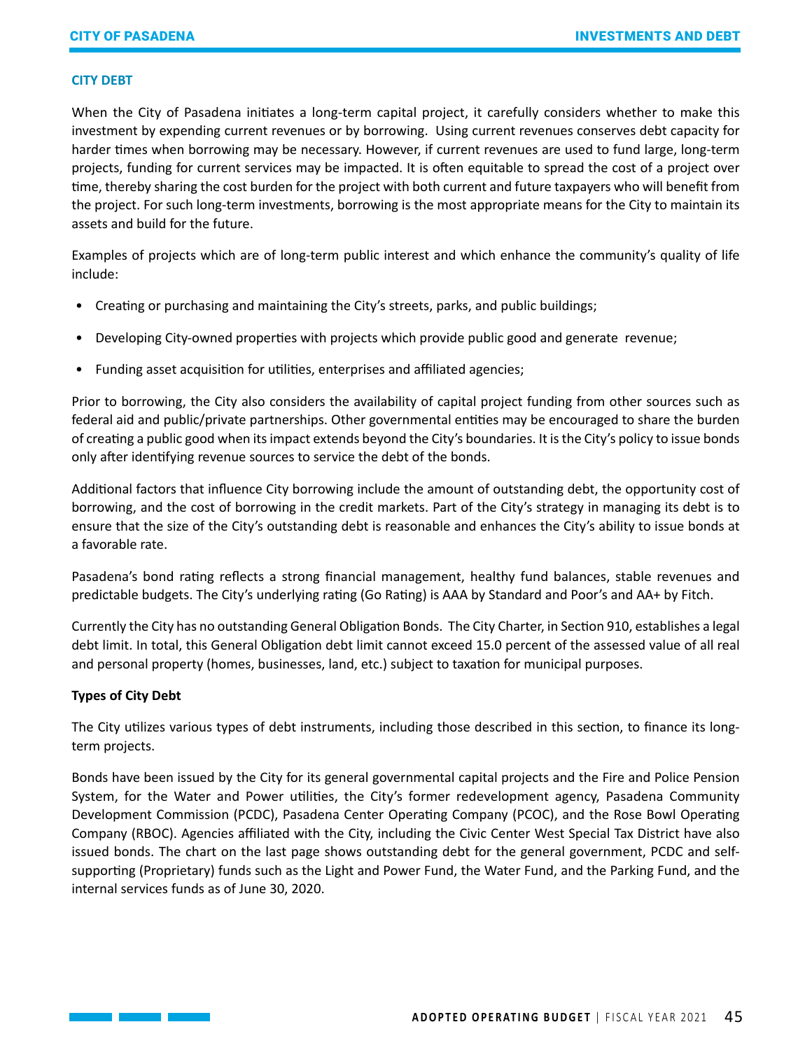## CITY DEBT

When the City of Pasadena initiates a long-term capital project, it carefully considers whether to make this investment by expending current revenues or by borrowing. Using current revenues conserves debt capacity for harder times when borrowing may be necessary. However, if current revenues are used to fund large, long-term projects, funding for current services may be impacted. It is often equitable to spread the cost of a project over time, thereby sharing the cost burden for the project with both current and future taxpayers who will benefit from the project. For such long-term investments, borrowing is the most appropriate means for the City to maintain its assets and build for the future.

Examples of projects which are of long-term public interest and which enhance the community's quality of life include:

- Creating or purchasing and maintaining the City's streets, parks, and public buildings;
- Developing City-owned properties with projects which provide public good and generate revenue;
- Funding asset acquisition for utilities, enterprises and affiliated agencies;

Prior to borrowing, the City also considers the availability of capital project funding from other sources such as federal aid and public/private partnerships. Other governmental entities may be encouraged to share the burden of creating a public good when its impact extends beyond the City's boundaries. It is the City's policy to issue bonds only after identifying revenue sources to service the debt of the bonds.

Additional factors that influence City borrowing include the amount of outstanding debt, the opportunity cost of borrowing, and the cost of borrowing in the credit markets. Part of the City's strategy in managing its debt is to ensure that the size of the City's outstanding debt is reasonable and enhances the City's ability to issue bonds at a favorable rate.

Pasadena's bond rating reflects a strong financial management, healthy fund balances, stable revenues and predictable budgets. The City's underlying rating (Go Rating) is AAA by Standard and Poor's and AA+ by Fitch.

Currently the City has no outstanding General Obligation Bonds. The City Charter, in Section 910, establishes a legal debt limit. In total, this General Obligation debt limit cannot exceed 15.0 percent of the assessed value of all real and personal property (homes, businesses, land, etc.) subject to taxation for municipal purposes.

### Types of City Debt

The City utilizes various types of debt instruments, including those described in this section, to finance its long-term projects.

Bonds have been issued by the City for its general governmental capital projects and the Fire and Police Pension System, for the Water and Power utilities, the City's former redevelopment agency, Pasadena Community Development Commission (PCDC), Pasadena Center Operating Company (PCOC), and the Rose Bowl Operating Company (RBOC). Agencies affiliated with the City, including the Civic Center West Special Tax District have also issued bonds. The chart on the last page shows outstanding debt for the general government, PCDC and self-supporting (Proprietary) funds such as the Light and Power Fund, the Water Fund, and the Parking Fund, and the internal services funds as of June 30, 2020.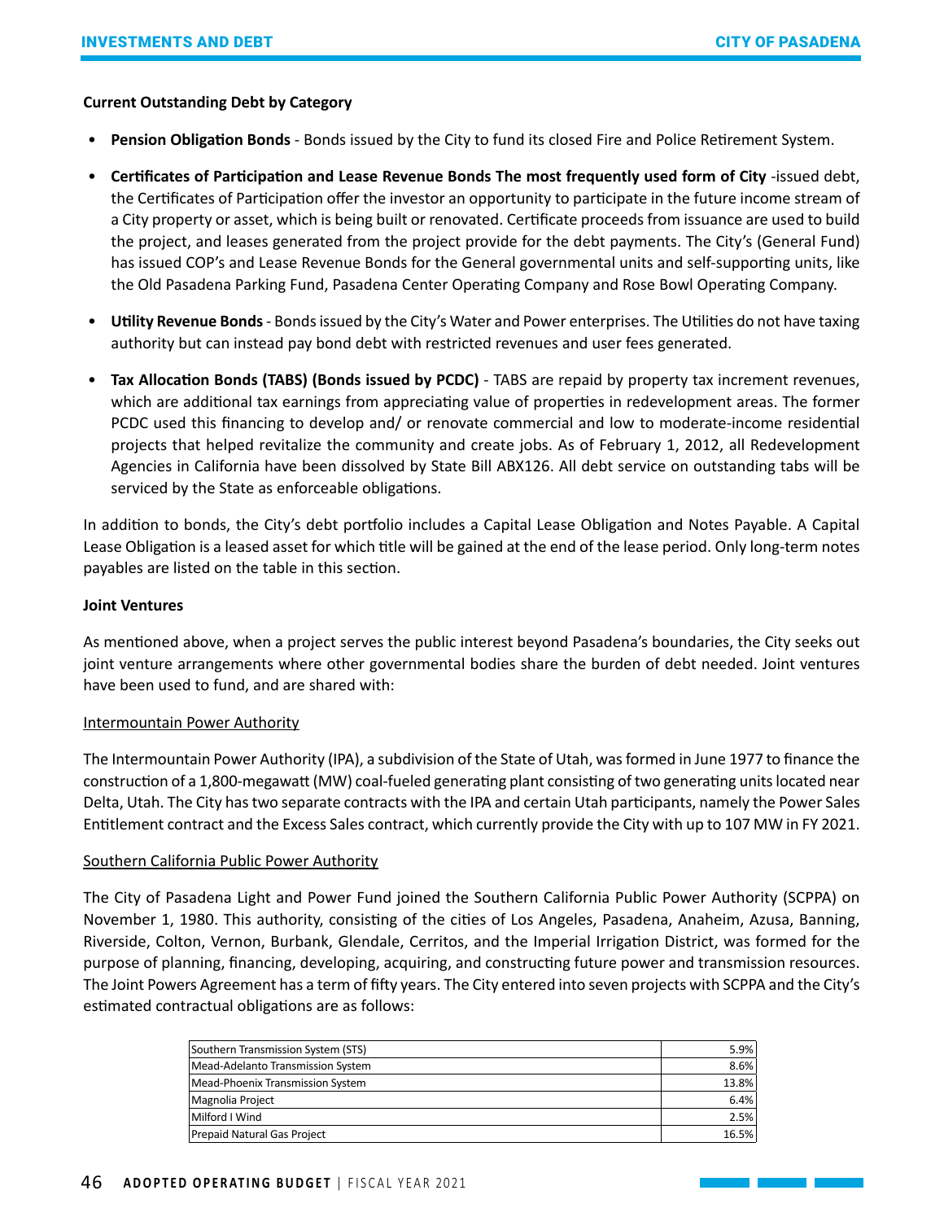**Current Outstanding Debt by Category**

- **Pension Obligation Bonds** - Bonds issued by the City to fund its closed Fire and Police Retirement System.
- **Certificates of Participation and Lease Revenue Bonds The most frequently used form of City** -issued debt, the Certificates of Participation offer the investor an opportunity to participate in the future income stream of a City property or asset, which is being built or renovated. Certificate proceeds from issuance are used to build the project, and leases generated from the project provide for the debt payments. The City's (General Fund) has issued COP's and Lease Revenue Bonds for the General governmental units and self-supporting units, like the Old Pasadena Parking Fund, Pasadena Center Operating Company and Rose Bowl Operating Company.
- **Utility Revenue Bonds** - Bonds issued by the City's Water and Power enterprises. The Utilities do not have taxing authority but can instead pay bond debt with restricted revenues and user fees generated.
- **Tax Allocation Bonds (TABS) (Bonds issued by PCDC)** - TABS are repaid by property tax increment revenues, which are additional tax earnings from appreciating value of properties in redevelopment areas. The former PCDC used this financing to develop and/ or renovate commercial and low to moderate-income residential projects that helped revitalize the community and create jobs. As of February 1, 2012, all Redevelopment Agencies in California have been dissolved by State Bill ABX126. All debt service on outstanding tabs will be serviced by the State as enforceable obligations.

In addition to bonds, the City's debt portfolio includes a Capital Lease Obligation and Notes Payable. A Capital Lease Obligation is a leased asset for which title will be gained at the end of the lease period. Only long-term notes payables are listed on the table in this section.

**Joint Ventures**

As mentioned above, when a project serves the public interest beyond Pasadena's boundaries, the City seeks out joint venture arrangements where other governmental bodies share the burden of debt needed. Joint ventures have been used to fund, and are shared with:

Intermountain Power Authority

The Intermountain Power Authority (IPA), a subdivision of the State of Utah, was formed in June 1977 to finance the construction of a 1,800-megawatt (MW) coal-fueled generating plant consisting of two generating units located near Delta, Utah. The City has two separate contracts with the IPA and certain Utah participants, namely the Power Sales Entitlement contract and the Excess Sales contract, which currently provide the City with up to 107 MW in FY 2021.

Southern California Public Power Authority

The City of Pasadena Light and Power Fund joined the Southern California Public Power Authority (SCPPA) on November 1, 1980. This authority, consisting of the cities of Los Angeles, Pasadena, Anaheim, Azusa, Banning, Riverside, Colton, Vernon, Burbank, Glendale, Cerritos, and the Imperial Irrigation District, was formed for the purpose of planning, financing, developing, acquiring, and constructing future power and transmission resources. The Joint Powers Agreement has a term of fifty years. The City entered into seven projects with SCPPA and the City's estimated contractual obligations are as follows:

| | |
|---|---:|
| Southern Transmission System (STS) | 5.9% |
| Mead-Adelanto Transmission System | 8.6% |
| Mead-Phoenix Transmission System | 13.8% |
| Magnolia Project | 6.4% |
| Milford I Wind | 2.5% |
| Prepaid Natural Gas Project | 16.5% |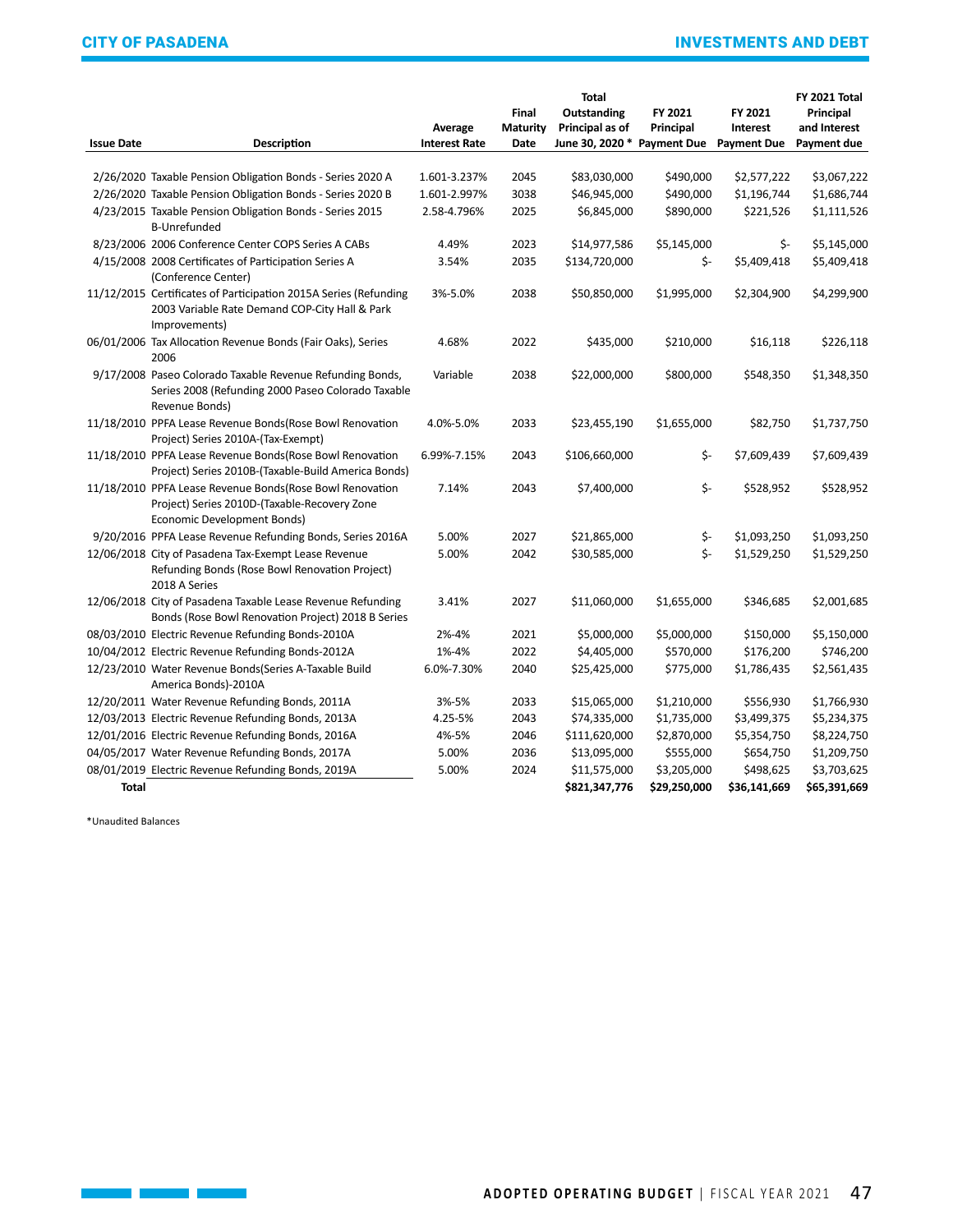| Issue Date | Description | Average Interest Rate | Final Maturity Date | Total Outstanding Principal as of June 30, 2020 * | FY 2021 Principal Payment Due | FY 2021 Interest Payment Due | FY 2021 Total Principal and Interest Payment due |
|---|---|---|---|---|---|---|---|
| 2/26/2020 | Taxable Pension Obligation Bonds - Series 2020 A | 1.601-3.237% | 2045 | $83,030,000 | $490,000 | $2,577,222 | $3,067,222 |
| 2/26/2020 | Taxable Pension Obligation Bonds - Series 2020 B | 1.601-2.997% | 3038 | $46,945,000 | $490,000 | $1,196,744 | $1,686,744 |
| 4/23/2015 | Taxable Pension Obligation Bonds - Series 2015 B-Unrefunded | 2.58-4.796% | 2025 | $6,845,000 | $890,000 | $221,526 | $1,111,526 |
| 8/23/2006 | 2006 Conference Center COPS Series A CABs | 4.49% | 2023 | $14,977,586 | $5,145,000 | $- | $5,145,000 |
| 4/15/2008 | 2008 Certificates of Participation Series A (Conference Center) | 3.54% | 2035 | $134,720,000 | $- | $5,409,418 | $5,409,418 |
| 11/12/2015 | Certificates of Participation 2015A Series (Refunding 2003 Variable Rate Demand COP-City Hall & Park Improvements) | 3%-5.0% | 2038 | $50,850,000 | $1,995,000 | $2,304,900 | $4,299,900 |
| 06/01/2006 | Tax Allocation Revenue Bonds (Fair Oaks), Series 2006 | 4.68% | 2022 | $435,000 | $210,000 | $16,118 | $226,118 |
| 9/17/2008 | Paseo Colorado Taxable Revenue Refunding Bonds, Series 2008 (Refunding 2000 Paseo Colorado Taxable Revenue Bonds) | Variable | 2038 | $22,000,000 | $800,000 | $548,350 | $1,348,350 |
| 11/18/2010 | PPFA Lease Revenue Bonds(Rose Bowl Renovation Project) Series 2010A-(Tax-Exempt) | 4.0%-5.0% | 2033 | $23,455,190 | $1,655,000 | $82,750 | $1,737,750 |
| 11/18/2010 | PPFA Lease Revenue Bonds(Rose Bowl Renovation Project) Series 2010B-(Taxable-Build America Bonds) | 6.99%-7.15% | 2043 | $106,660,000 | $- | $7,609,439 | $7,609,439 |
| 11/18/2010 | PPFA Lease Revenue Bonds(Rose Bowl Renovation Project) Series 2010D-(Taxable-Recovery Zone Economic Development Bonds) | 7.14% | 2043 | $7,400,000 | $- | $528,952 | $528,952 |
| 9/20/2016 | PPFA Lease Revenue Refunding Bonds, Series 2016A | 5.00% | 2027 | $21,865,000 | $- | $1,093,250 | $1,093,250 |
| 12/06/2018 | City of Pasadena Tax-Exempt Lease Revenue Refunding Bonds (Rose Bowl Renovation Project) 2018 A Series | 5.00% | 2042 | $30,585,000 | $- | $1,529,250 | $1,529,250 |
| 12/06/2018 | City of Pasadena Taxable Lease Revenue Refunding Bonds (Rose Bowl Renovation Project) 2018 B Series | 3.41% | 2027 | $11,060,000 | $1,655,000 | $346,685 | $2,001,685 |
| 08/03/2010 | Electric Revenue Refunding Bonds-2010A | 2%-4% | 2021 | $5,000,000 | $5,000,000 | $150,000 | $5,150,000 |
| 10/04/2012 | Electric Revenue Refunding Bonds-2012A | 1%-4% | 2022 | $4,405,000 | $570,000 | $176,200 | $746,200 |
| 12/23/2010 | Water Revenue Bonds(Series A-Taxable Build America Bonds)-2010A | 6.0%-7.30% | 2040 | $25,425,000 | $775,000 | $1,786,435 | $2,561,435 |
| 12/20/2011 | Water Revenue Refunding Bonds, 2011A | 3%-5% | 2033 | $15,065,000 | $1,210,000 | $556,930 | $1,766,930 |
| 12/03/2013 | Electric Revenue Refunding Bonds, 2013A | 4.25-5% | 2043 | $74,335,000 | $1,735,000 | $3,499,375 | $5,234,375 |
| 12/01/2016 | Electric Revenue Refunding Bonds, 2016A | 4%-5% | 2046 | $111,620,000 | $2,870,000 | $5,354,750 | $8,224,750 |
| 04/05/2017 | Water Revenue Refunding Bonds, 2017A | 5.00% | 2036 | $13,095,000 | $555,000 | $654,750 | $1,209,750 |
| 08/01/2019 | Electric Revenue Refunding Bonds, 2019A | 5.00% | 2024 | $11,575,000 | $3,205,000 | $498,625 | $3,703,625 |
| **Total** | | | | **$821,347,776** | **$29,250,000** | **$36,141,669** | **$65,391,669** |

*Unaudited Balances